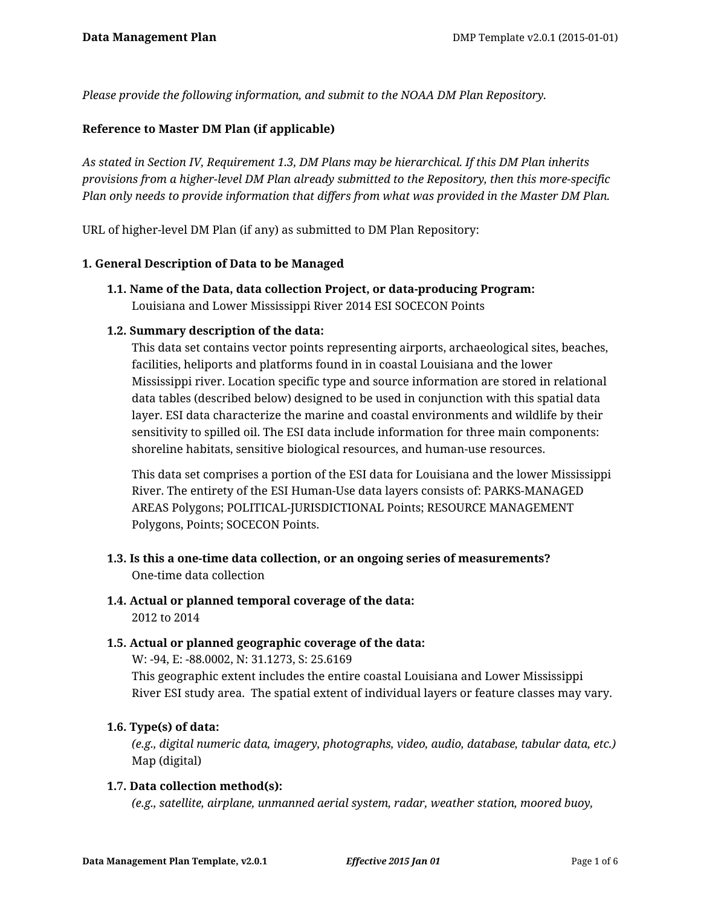*Please provide the following information, and submit to the NOAA DM Plan Repository.*

**Reference to Master DM Plan (if applicable)**

*As stated in Section IV, Requirement 1.3, DM Plans may be hierarchical. If this DM Plan inherits provisions from a higher-level DM Plan already submitted to the Repository, then this more-specific Plan only needs to provide information that differs from what was provided in the Master DM Plan.*

URL of higher-level DM Plan (if any) as submitted to DM Plan Repository:

### 1. General Description of Data to be Managed

**1.1. Name of the Data, data collection Project, or data-producing Program:**
Louisiana and Lower Mississippi River 2014 ESI SOCECON Points

**1.2. Summary description of the data:**
This data set contains vector points representing airports, archaeological sites, beaches, facilities, heliports and platforms found in in coastal Louisiana and the lower Mississippi river. Location specific type and source information are stored in relational data tables (described below) designed to be used in conjunction with this spatial data layer. ESI data characterize the marine and coastal environments and wildlife by their sensitivity to spilled oil. The ESI data include information for three main components: shoreline habitats, sensitive biological resources, and human-use resources.

This data set comprises a portion of the ESI data for Louisiana and the lower Mississippi River. The entirety of the ESI Human-Use data layers consists of: PARKS-MANAGED AREAS Polygons; POLITICAL-JURISDICTIONAL Points; RESOURCE MANAGEMENT Polygons, Points; SOCECON Points.

**1.3. Is this a one-time data collection, or an ongoing series of measurements?**
One-time data collection

**1.4. Actual or planned temporal coverage of the data:**
2012 to 2014

**1.5. Actual or planned geographic coverage of the data:**
W: -94, E: -88.0002, N: 31.1273, S: 25.6169
This geographic extent includes the entire coastal Louisiana and Lower Mississippi River ESI study area. The spatial extent of individual layers or feature classes may vary.

**1.6. Type(s) of data:**
*(e.g., digital numeric data, imagery, photographs, video, audio, database, tabular data, etc.)*
Map (digital)

**1.7. Data collection method(s):**
*(e.g., satellite, airplane, unmanned aerial system, radar, weather station, moored buoy,*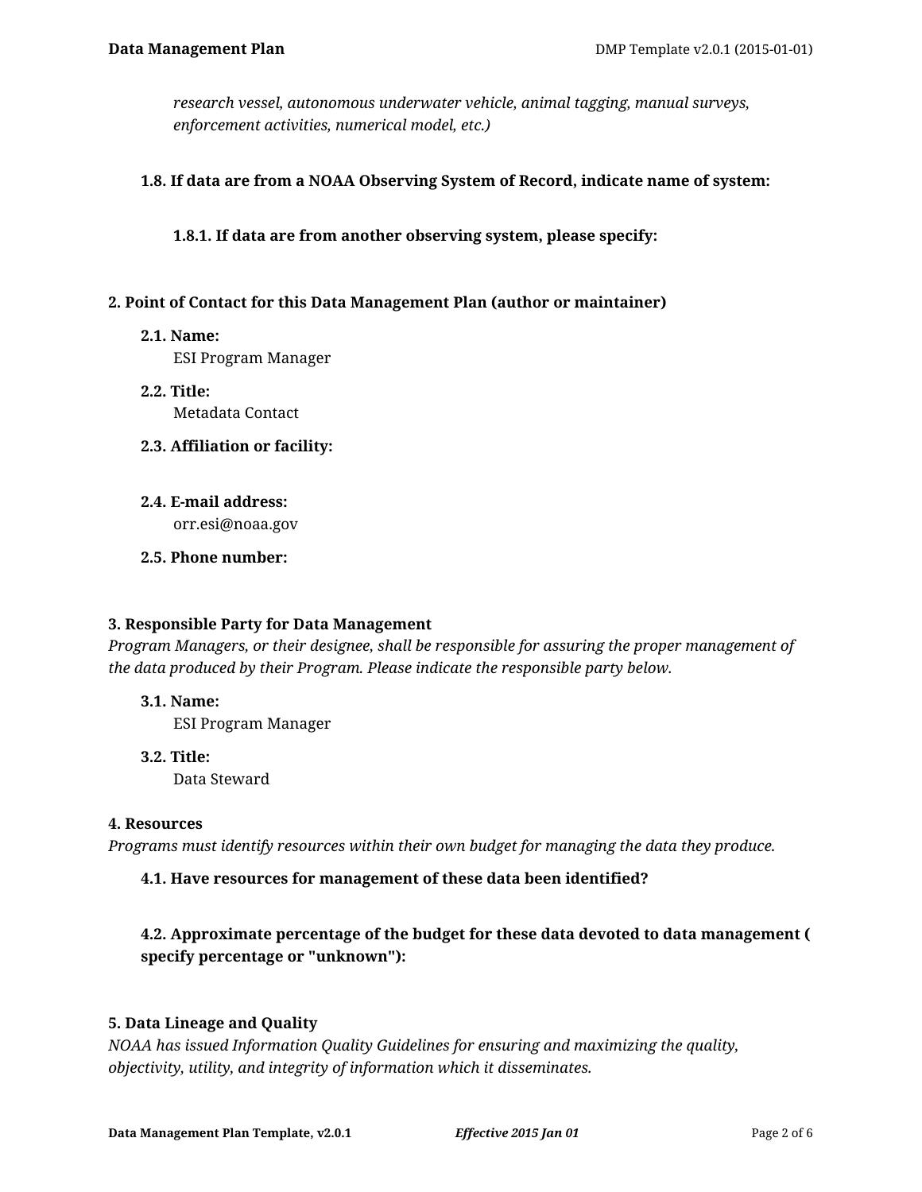*research vessel, autonomous underwater vehicle, animal tagging, manual surveys, enforcement activities, numerical model, etc.)*

**1.8. If data are from a NOAA Observing System of Record, indicate name of system:**

**1.8.1. If data are from another observing system, please specify:**

## 2. Point of Contact for this Data Management Plan (author or maintainer)

**2.1. Name:**
ESI Program Manager

**2.2. Title:**
Metadata Contact

**2.3. Affiliation or facility:**

**2.4. E-mail address:**
orr.esi@noaa.gov

**2.5. Phone number:**

## 3. Responsible Party for Data Management

*Program Managers, or their designee, shall be responsible for assuring the proper management of the data produced by their Program. Please indicate the responsible party below.*

**3.1. Name:**
ESI Program Manager

**3.2. Title:**
Data Steward

## 4. Resources

*Programs must identify resources within their own budget for managing the data they produce.*

**4.1. Have resources for management of these data been identified?**

**4.2. Approximate percentage of the budget for these data devoted to data management ( specify percentage or "unknown"):**

## 5. Data Lineage and Quality

*NOAA has issued Information Quality Guidelines for ensuring and maximizing the quality, objectivity, utility, and integrity of information which it disseminates.*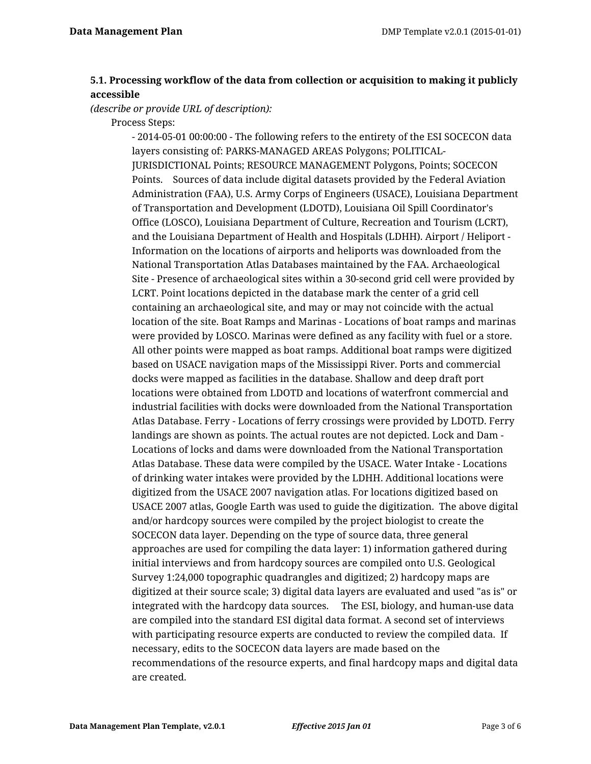### 5.1. Processing workflow of the data from collection or acquisition to making it publicly accessible

*(describe or provide URL of description):*

Process Steps:

- 2014-05-01 00:00:00 - The following refers to the entirety of the ESI SOCECON data layers consisting of: PARKS-MANAGED AREAS Polygons; POLITICAL-JURISDICTIONAL Points; RESOURCE MANAGEMENT Polygons, Points; SOCECON Points. Sources of data include digital datasets provided by the Federal Aviation Administration (FAA), U.S. Army Corps of Engineers (USACE), Louisiana Department of Transportation and Development (LDOTD), Louisiana Oil Spill Coordinator's Office (LOSCO), Louisiana Department of Culture, Recreation and Tourism (LCRT), and the Louisiana Department of Health and Hospitals (LDHH). Airport / Heliport - Information on the locations of airports and heliports was downloaded from the National Transportation Atlas Databases maintained by the FAA. Archaeological Site - Presence of archaeological sites within a 30-second grid cell were provided by LCRT. Point locations depicted in the database mark the center of a grid cell containing an archaeological site, and may or may not coincide with the actual location of the site. Boat Ramps and Marinas - Locations of boat ramps and marinas were provided by LOSCO. Marinas were defined as any facility with fuel or a store. All other points were mapped as boat ramps. Additional boat ramps were digitized based on USACE navigation maps of the Mississippi River. Ports and commercial docks were mapped as facilities in the database. Shallow and deep draft port locations were obtained from LDOTD and locations of waterfront commercial and industrial facilities with docks were downloaded from the National Transportation Atlas Database. Ferry - Locations of ferry crossings were provided by LDOTD. Ferry landings are shown as points. The actual routes are not depicted. Lock and Dam - Locations of locks and dams were downloaded from the National Transportation Atlas Database. These data were compiled by the USACE. Water Intake - Locations of drinking water intakes were provided by the LDHH. Additional locations were digitized from the USACE 2007 navigation atlas. For locations digitized based on USACE 2007 atlas, Google Earth was used to guide the digitization. The above digital and/or hardcopy sources were compiled by the project biologist to create the SOCECON data layer. Depending on the type of source data, three general approaches are used for compiling the data layer: 1) information gathered during initial interviews and from hardcopy sources are compiled onto U.S. Geological Survey 1:24,000 topographic quadrangles and digitized; 2) hardcopy maps are digitized at their source scale; 3) digital data layers are evaluated and used "as is" or integrated with the hardcopy data sources. The ESI, biology, and human-use data are compiled into the standard ESI digital data format. A second set of interviews with participating resource experts are conducted to review the compiled data. If necessary, edits to the SOCECON data layers are made based on the recommendations of the resource experts, and final hardcopy maps and digital data are created.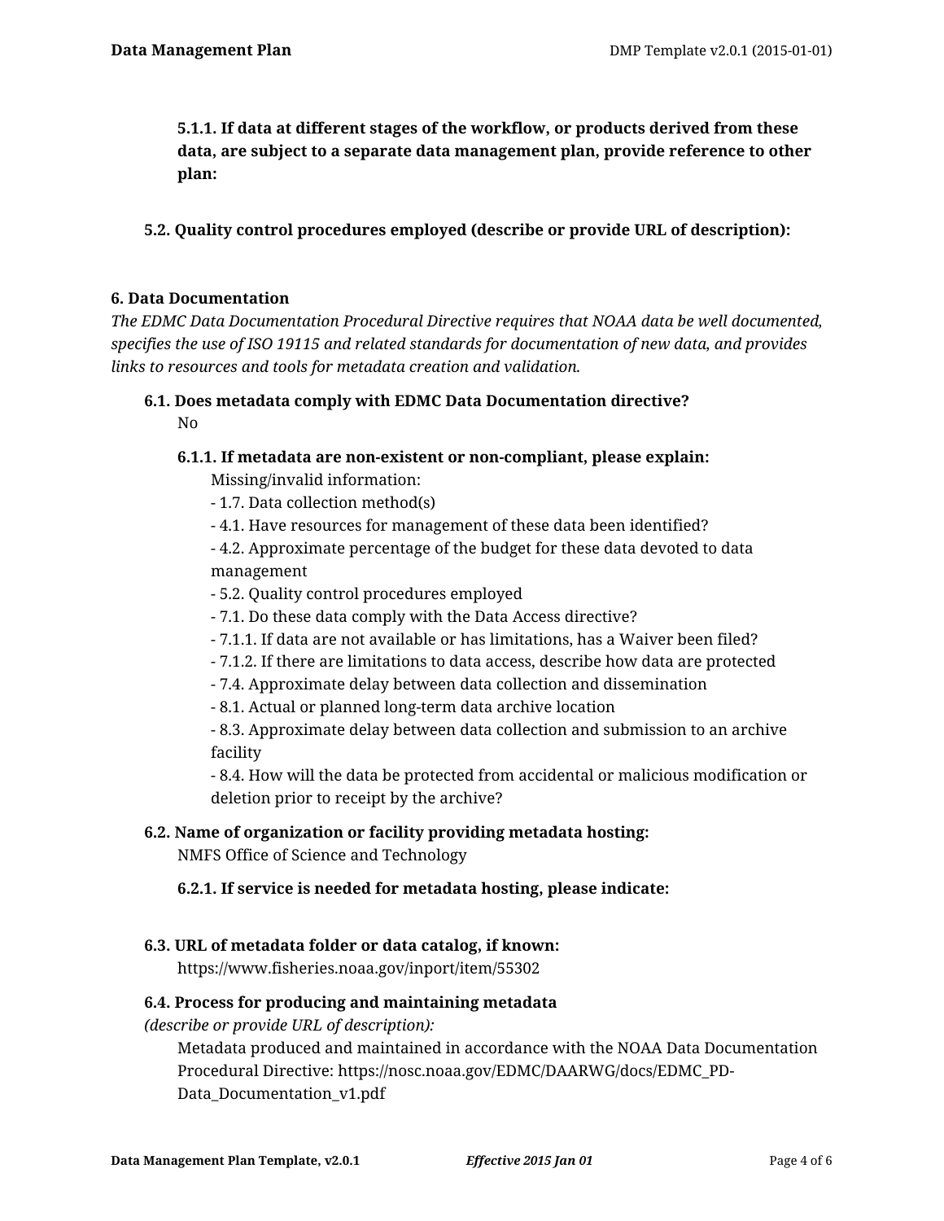**5.1.1. If data at different stages of the workflow, or products derived from these data, are subject to a separate data management plan, provide reference to other plan:**

**5.2. Quality control procedures employed (describe or provide URL of description):**

### 6. Data Documentation

*The EDMC Data Documentation Procedural Directive requires that NOAA data be well documented, specifies the use of ISO 19115 and related standards for documentation of new data, and provides links to resources and tools for metadata creation and validation.*

**6.1. Does metadata comply with EDMC Data Documentation directive?**

No

**6.1.1. If metadata are non-existent or non-compliant, please explain:**

Missing/invalid information:

- 1.7. Data collection method(s)
- 4.1. Have resources for management of these data been identified?
- 4.2. Approximate percentage of the budget for these data devoted to data management
- 5.2. Quality control procedures employed
- 7.1. Do these data comply with the Data Access directive?
- 7.1.1. If data are not available or has limitations, has a Waiver been filed?
- 7.1.2. If there are limitations to data access, describe how data are protected
- 7.4. Approximate delay between data collection and dissemination
- 8.1. Actual or planned long-term data archive location
- 8.3. Approximate delay between data collection and submission to an archive facility
- 8.4. How will the data be protected from accidental or malicious modification or deletion prior to receipt by the archive?

**6.2. Name of organization or facility providing metadata hosting:**

NMFS Office of Science and Technology

**6.2.1. If service is needed for metadata hosting, please indicate:**

**6.3. URL of metadata folder or data catalog, if known:**

https://www.fisheries.noaa.gov/inport/item/55302

**6.4. Process for producing and maintaining metadata**
*(describe or provide URL of description):*

Metadata produced and maintained in accordance with the NOAA Data Documentation Procedural Directive: https://nosc.noaa.gov/EDMC/DAARWG/docs/EDMC_PD-Data_Documentation_v1.pdf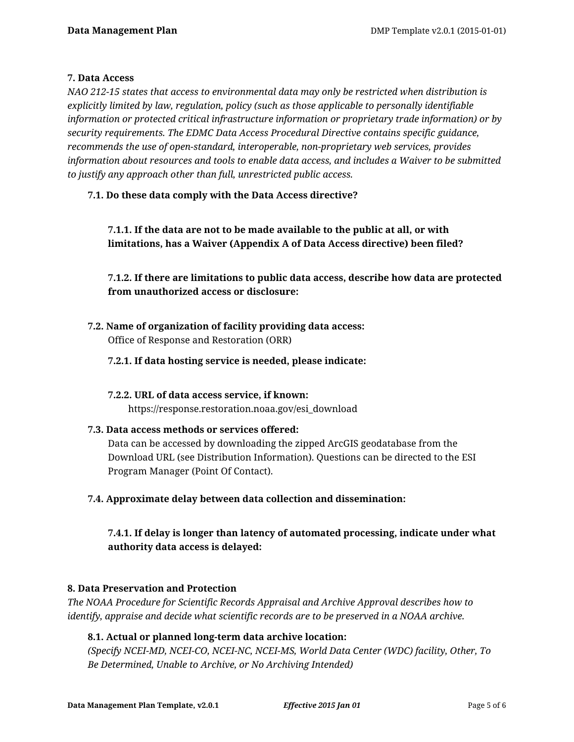### 7. Data Access

*NAO 212-15 states that access to environmental data may only be restricted when distribution is explicitly limited by law, regulation, policy (such as those applicable to personally identifiable information or protected critical infrastructure information or proprietary trade information) or by security requirements. The EDMC Data Access Procedural Directive contains specific guidance, recommends the use of open-standard, interoperable, non-proprietary web services, provides information about resources and tools to enable data access, and includes a Waiver to be submitted to justify any approach other than full, unrestricted public access.*

**7.1. Do these data comply with the Data Access directive?**

**7.1.1. If the data are not to be made available to the public at all, or with limitations, has a Waiver (Appendix A of Data Access directive) been filed?**

**7.1.2. If there are limitations to public data access, describe how data are protected from unauthorized access or disclosure:**

**7.2. Name of organization of facility providing data access:**
Office of Response and Restoration (ORR)

**7.2.1. If data hosting service is needed, please indicate:**

**7.2.2. URL of data access service, if known:**
https://response.restoration.noaa.gov/esi_download

**7.3. Data access methods or services offered:**
Data can be accessed by downloading the zipped ArcGIS geodatabase from the Download URL (see Distribution Information). Questions can be directed to the ESI Program Manager (Point Of Contact).

**7.4. Approximate delay between data collection and dissemination:**

**7.4.1. If delay is longer than latency of automated processing, indicate under what authority data access is delayed:**

### 8. Data Preservation and Protection

*The NOAA Procedure for Scientific Records Appraisal and Archive Approval describes how to identify, appraise and decide what scientific records are to be preserved in a NOAA archive.*

**8.1. Actual or planned long-term data archive location:**
*(Specify NCEI-MD, NCEI-CO, NCEI-NC, NCEI-MS, World Data Center (WDC) facility, Other, To Be Determined, Unable to Archive, or No Archiving Intended)*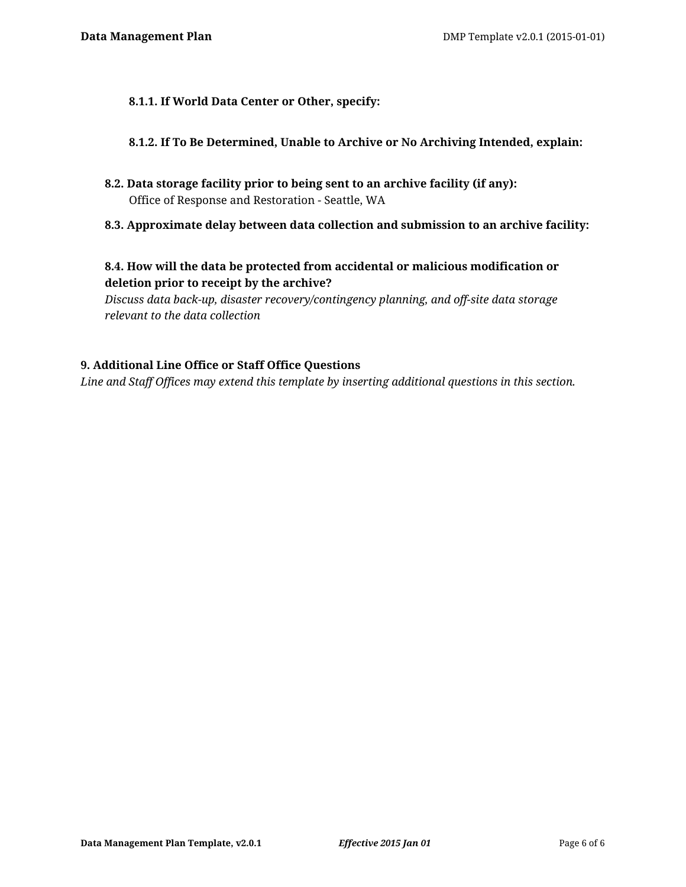**8.1.1. If World Data Center or Other, specify:**

**8.1.2. If To Be Determined, Unable to Archive or No Archiving Intended, explain:**

**8.2. Data storage facility prior to being sent to an archive facility (if any):**

Office of Response and Restoration - Seattle, WA

**8.3. Approximate delay between data collection and submission to an archive facility:**

**8.4. How will the data be protected from accidental or malicious modification or deletion prior to receipt by the archive?**

*Discuss data back-up, disaster recovery/contingency planning, and off-site data storage relevant to the data collection*

**9. Additional Line Office or Staff Office Questions**

*Line and Staff Offices may extend this template by inserting additional questions in this section.*